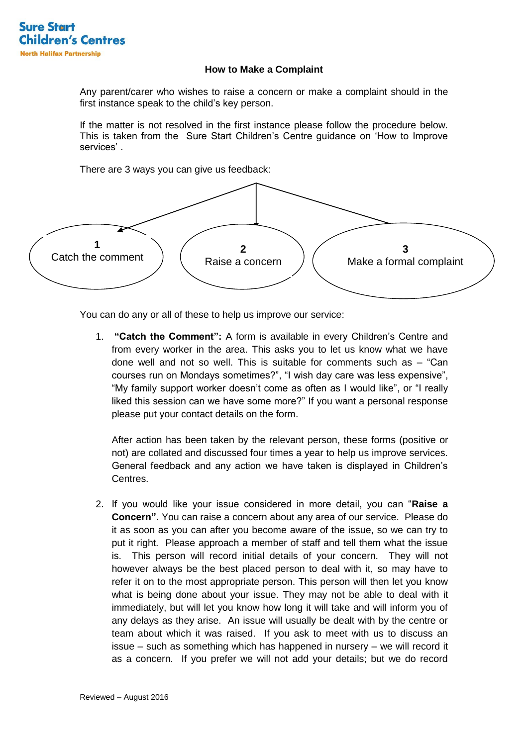Sure Start Children's Centres
North Halifax Partnership

# How to Make a Complaint

Any parent/carer who wishes to raise a concern or make a complaint should in the first instance speak to the child's key person.

If the matter is not resolved in the first instance please follow the procedure below. This is taken from the Sure Start Children's Centre guidance on 'How to Improve services'.

There are 3 ways you can give us feedback:

1 Catch the comment

2 Raise a concern

3 Make a formal complaint

You can do any or all of these to help us improve our service:

1. **"Catch the Comment":** A form is available in every Children's Centre and from every worker in the area. This asks you to let us know what we have done well and not so well. This is suitable for comments such as – "Can courses run on Mondays sometimes?", "I wish day care was less expensive", "My family support worker doesn't come as often as I would like", or "I really liked this session can we have some more?" If you want a personal response please put your contact details on the form.

   After action has been taken by the relevant person, these forms (positive or not) are collated and discussed four times a year to help us improve services. General feedback and any action we have taken is displayed in Children's Centres.

2. If you would like your issue considered in more detail, you can "**Raise a Concern".** You can raise a concern about any area of our service. Please do it as soon as you can after you become aware of the issue, so we can try to put it right. Please approach a member of staff and tell them what the issue is. This person will record initial details of your concern. They will not however always be the best placed person to deal with it, so may have to refer it on to the most appropriate person. This person will then let you know what is being done about your issue. They may not be able to deal with it immediately, but will let you know how long it will take and will inform you of any delays as they arise. An issue will usually be dealt with by the centre or team about which it was raised. If you ask to meet with us to discuss an issue – such as something which has happened in nursery – we will record it as a concern. If you prefer we will not add your details; but we do record

Reviewed – August 2016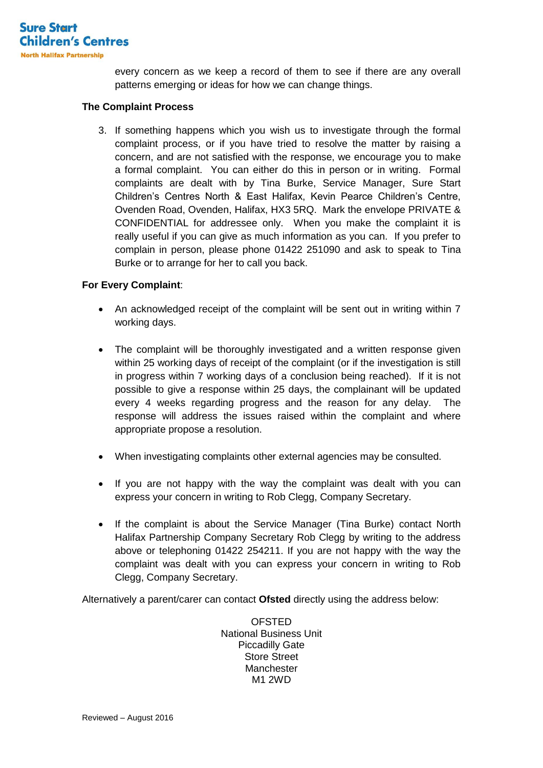every concern as we keep a record of them to see if there are any overall patterns emerging or ideas for how we can change things.

**The Complaint Process**

3. If something happens which you wish us to investigate through the formal complaint process, or if you have tried to resolve the matter by raising a concern, and are not satisfied with the response, we encourage you to make a formal complaint. You can either do this in person or in writing. Formal complaints are dealt with by Tina Burke, Service Manager, Sure Start Children's Centres North & East Halifax, Kevin Pearce Children's Centre, Ovenden Road, Ovenden, Halifax, HX3 5RQ. Mark the envelope PRIVATE & CONFIDENTIAL for addressee only. When you make the complaint it is really useful if you can give as much information as you can. If you prefer to complain in person, please phone 01422 251090 and ask to speak to Tina Burke or to arrange for her to call you back.

**For Every Complaint**:

- An acknowledged receipt of the complaint will be sent out in writing within 7 working days.
- The complaint will be thoroughly investigated and a written response given within 25 working days of receipt of the complaint (or if the investigation is still in progress within 7 working days of a conclusion being reached). If it is not possible to give a response within 25 days, the complainant will be updated every 4 weeks regarding progress and the reason for any delay. The response will address the issues raised within the complaint and where appropriate propose a resolution.
- When investigating complaints other external agencies may be consulted.
- If you are not happy with the way the complaint was dealt with you can express your concern in writing to Rob Clegg, Company Secretary.
- If the complaint is about the Service Manager (Tina Burke) contact North Halifax Partnership Company Secretary Rob Clegg by writing to the address above or telephoning 01422 254211. If you are not happy with the way the complaint was dealt with you can express your concern in writing to Rob Clegg, Company Secretary.

Alternatively a parent/carer can contact **Ofsted** directly using the address below:

OFSTED
National Business Unit
Piccadilly Gate
Store Street
Manchester
M1 2WD

Reviewed – August 2016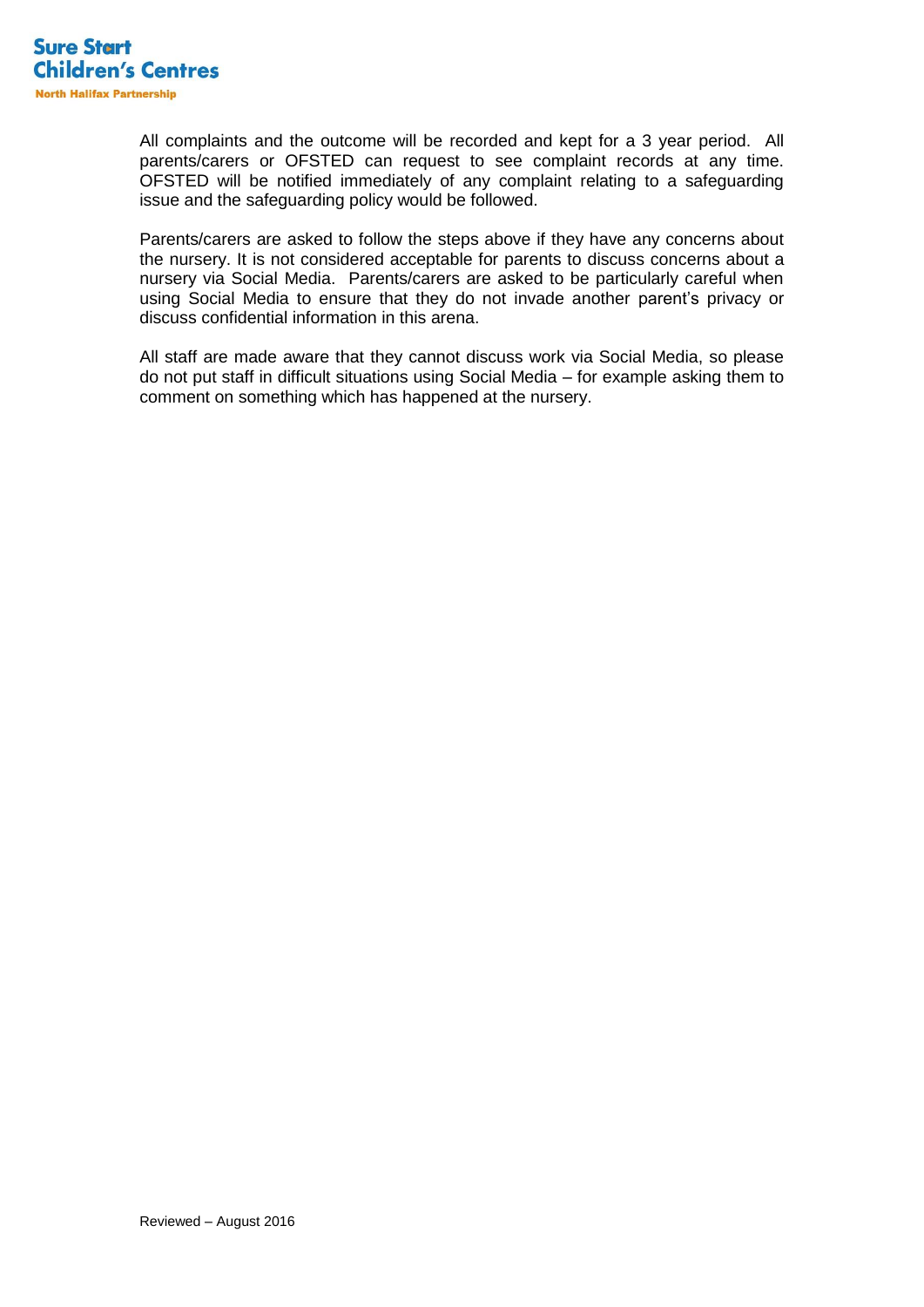All complaints and the outcome will be recorded and kept for a 3 year period. All parents/carers or OFSTED can request to see complaint records at any time. OFSTED will be notified immediately of any complaint relating to a safeguarding issue and the safeguarding policy would be followed.

Parents/carers are asked to follow the steps above if they have any concerns about the nursery. It is not considered acceptable for parents to discuss concerns about a nursery via Social Media. Parents/carers are asked to be particularly careful when using Social Media to ensure that they do not invade another parent's privacy or discuss confidential information in this arena.

All staff are made aware that they cannot discuss work via Social Media, so please do not put staff in difficult situations using Social Media – for example asking them to comment on something which has happened at the nursery.

Reviewed – August 2016